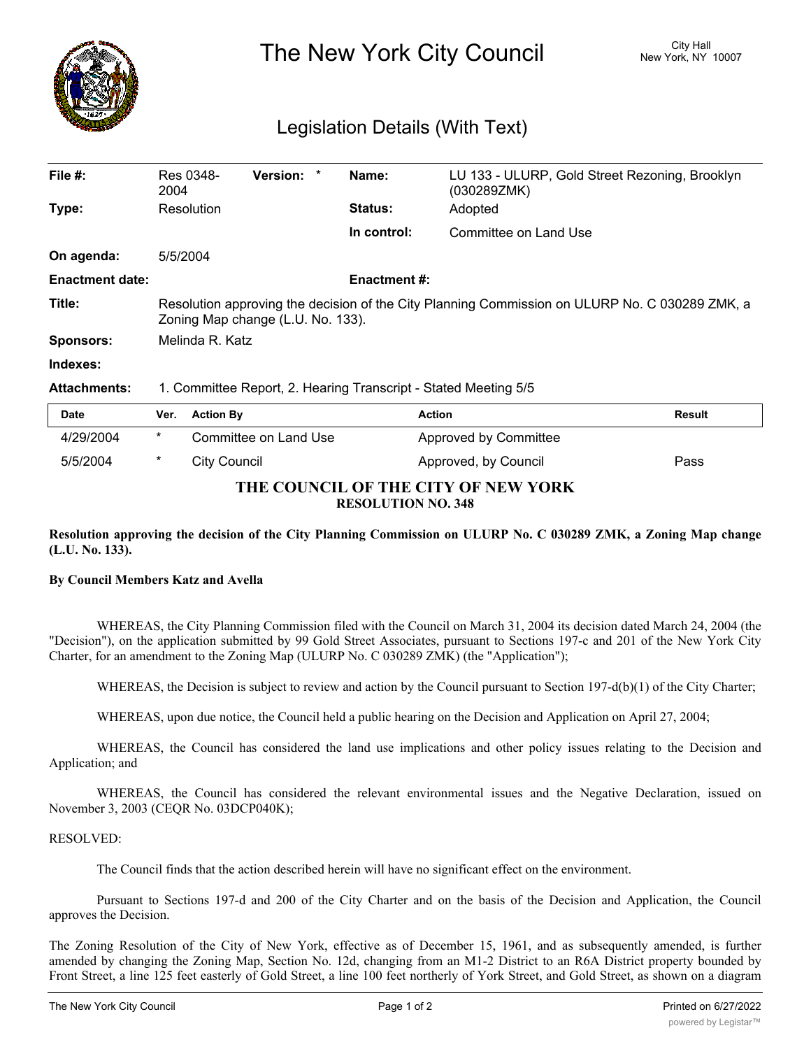# The New York City Council

City Hall
New York, NY 10007

## Legislation Details (With Text)

| | | | |
|---|---|---|---|
| **File #:** | Res 0348-2004 **Version:** * | **Name:** | LU 133 - ULURP, Gold Street Rezoning, Brooklyn (030289ZMK) |
| **Type:** | Resolution | **Status:** | Adopted |
| | | **In control:** | Committee on Land Use |
| **On agenda:** | 5/5/2004 | | |
| **Enactment date:** | | **Enactment #:** | |
| **Title:** | Resolution approving the decision of the City Planning Commission on ULURP No. C 030289 ZMK, a Zoning Map change (L.U. No. 133). | | |
| **Sponsors:** | Melinda R. Katz | | |
| **Indexes:** | | | |
| **Attachments:** | 1. Committee Report, 2. Hearing Transcript - Stated Meeting 5/5 | | |

| Date | Ver. | Action By | Action | Result |
|---|---|---|---|---|
| 4/29/2004 | * | Committee on Land Use | Approved by Committee | |
| 5/5/2004 | * | City Council | Approved, by Council | Pass |

**THE COUNCIL OF THE CITY OF NEW YORK**
**RESOLUTION NO. 348**

**Resolution approving the decision of the City Planning Commission on ULURP No. C 030289 ZMK, a Zoning Map change (L.U. No. 133).**

**By Council Members Katz and Avella**

WHEREAS, the City Planning Commission filed with the Council on March 31, 2004 its decision dated March 24, 2004 (the "Decision"), on the application submitted by 99 Gold Street Associates, pursuant to Sections 197-c and 201 of the New York City Charter, for an amendment to the Zoning Map (ULURP No. C 030289 ZMK) (the "Application");

WHEREAS, the Decision is subject to review and action by the Council pursuant to Section 197-d(b)(1) of the City Charter;

WHEREAS, upon due notice, the Council held a public hearing on the Decision and Application on April 27, 2004;

WHEREAS, the Council has considered the land use implications and other policy issues relating to the Decision and Application; and

WHEREAS, the Council has considered the relevant environmental issues and the Negative Declaration, issued on November 3, 2003 (CEQR No. 03DCP040K);

RESOLVED:

The Council finds that the action described herein will have no significant effect on the environment.

Pursuant to Sections 197-d and 200 of the City Charter and on the basis of the Decision and Application, the Council approves the Decision.

The Zoning Resolution of the City of New York, effective as of December 15, 1961, and as subsequently amended, is further amended by changing the Zoning Map, Section No. 12d, changing from an M1-2 District to an R6A District property bounded by Front Street, a line 125 feet easterly of Gold Street, a line 100 feet northerly of York Street, and Gold Street, as shown on a diagram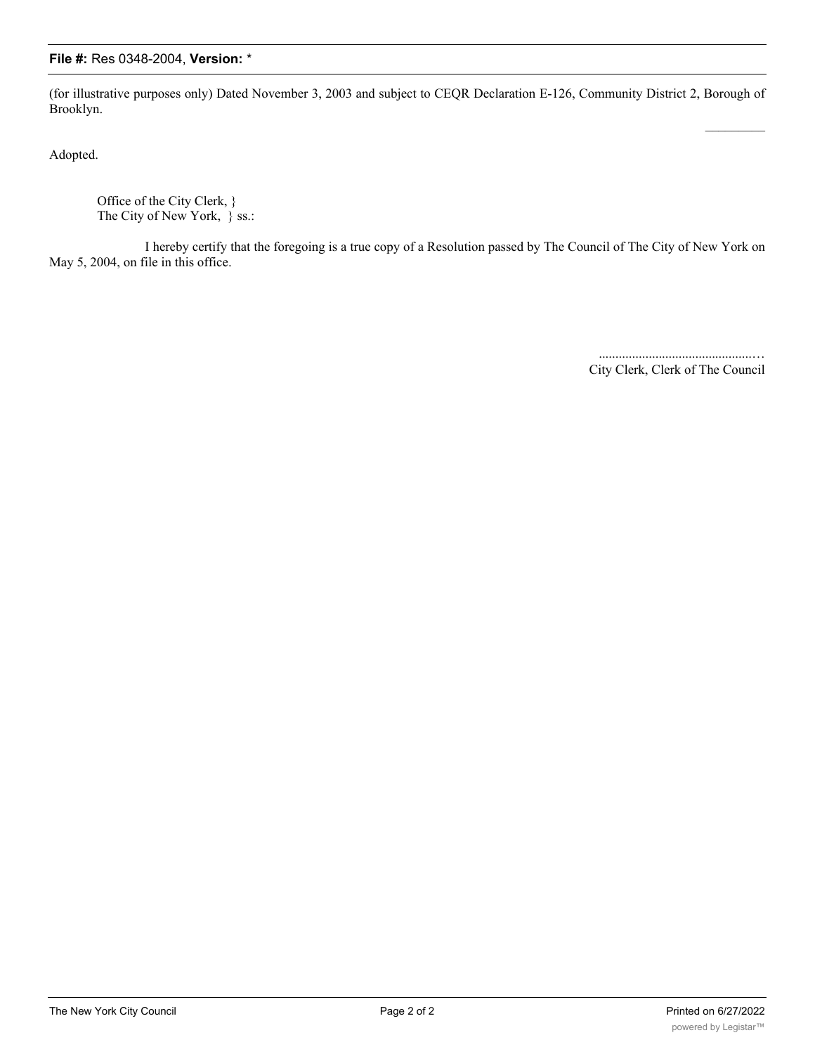(for illustrative purposes only) Dated November 3, 2003 and subject to CEQR Declaration E-126, Community District 2, Borough of Brooklyn.

---

Adopted.

Office of the City Clerk, }
The City of New York, } ss.:

I hereby certify that the foregoing is a true copy of a Resolution passed by The Council of The City of New York on May 5, 2004, on file in this office.

..............................................…
City Clerk, Clerk of The Council